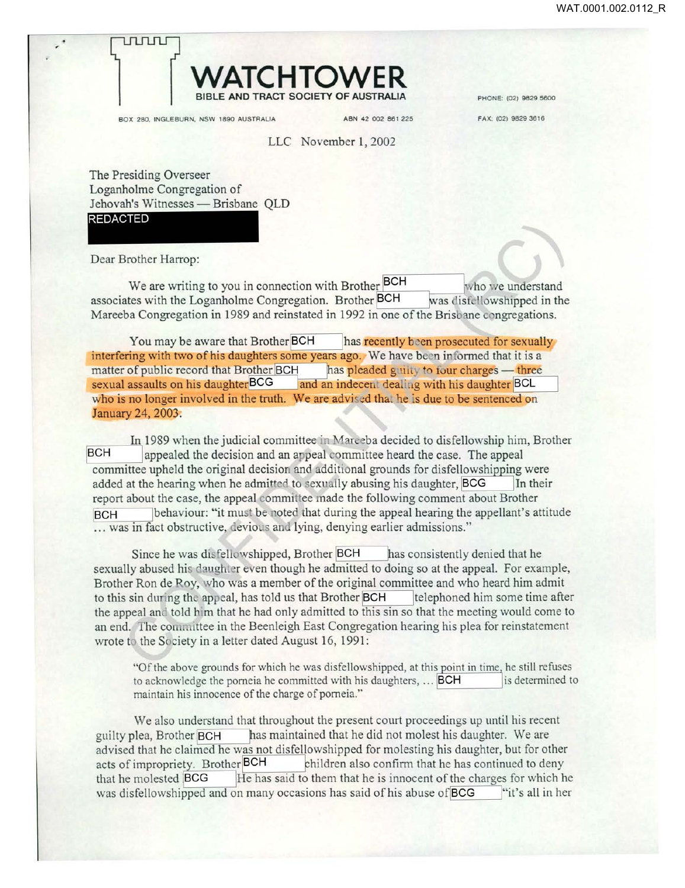WAT.0001.002.0112_R

# WATCHTOWER

BIBLE AND TRACT SOCIETY OF AUSTRALIA

BOX 280, INGLEBURN, NSW 1890 AUSTRALIA ABN 42 002 861 225 PHONE: (02) 9829 5600 FAX: (02) 9829 3616

LLC November 1, 2002

The Presiding Overseer
Loganholme Congregation of
Jehovah's Witnesses — Brisbane QLD
REDACTED

Dear Brother Harrop:

We are writing to you in connection with Brother BCH who we understand associates with the Loganholme Congregation. Brother BCH was disfellowshipped in the Mareeba Congregation in 1989 and reinstated in 1992 in one of the Brisbane congregations.

You may be aware that Brother BCH has recently been prosecuted for sexually interfering with two of his daughters some years ago. We have been informed that it is a matter of public record that Brother BCH has pleaded guilty to four charges — three sexual assaults on his daughter BCG and an indecent dealing with his daughter BCL who is no longer involved in the truth. We are advised that he is due to be sentenced on January 24, 2003.

In 1989 when the judicial committee in Mareeba decided to disfellowship him, Brother BCH appealed the decision and an appeal committee heard the case. The appeal committee upheld the original decision and additional grounds for disfellowshipping were added at the hearing when he admitted to sexually abusing his daughter, BCG In their report about the case, the appeal committee made the following comment about Brother BCH behaviour: "it must be noted that during the appeal hearing the appellant's attitude ... was in fact obstructive, devious and lying, denying earlier admissions."

Since he was disfellowshipped, Brother BCH has consistently denied that he sexually abused his daughter even though he admitted to doing so at the appeal. For example, Brother Ron de Roy, who was a member of the original committee and who heard him admit to this sin during the appeal, has told us that Brother BCH telephoned him some time after the appeal and told him that he had only admitted to this sin so that the meeting would come to an end. The committee in the Beenleigh East Congregation hearing his plea for reinstatement wrote to the Society in a letter dated August 16, 1991:

> "Of the above grounds for which he was disfellowshipped, at this point in time, he still refuses to acknowledge the porneia he committed with his daughters, ... BCH is determined to maintain his innocence of the charge of porneia."

We also understand that throughout the present court proceedings up until his recent guilty plea, Brother BCH has maintained that he did not molest his daughter. We are advised that he claimed he was not disfellowshipped for molesting his daughter, but for other acts of impropriety. Brother BCH children also confirm that he has continued to deny that he molested BCG He has said to them that he is innocent of the charges for which he was disfellowshipped and on many occasions has said of his abuse of BCG "it's all in her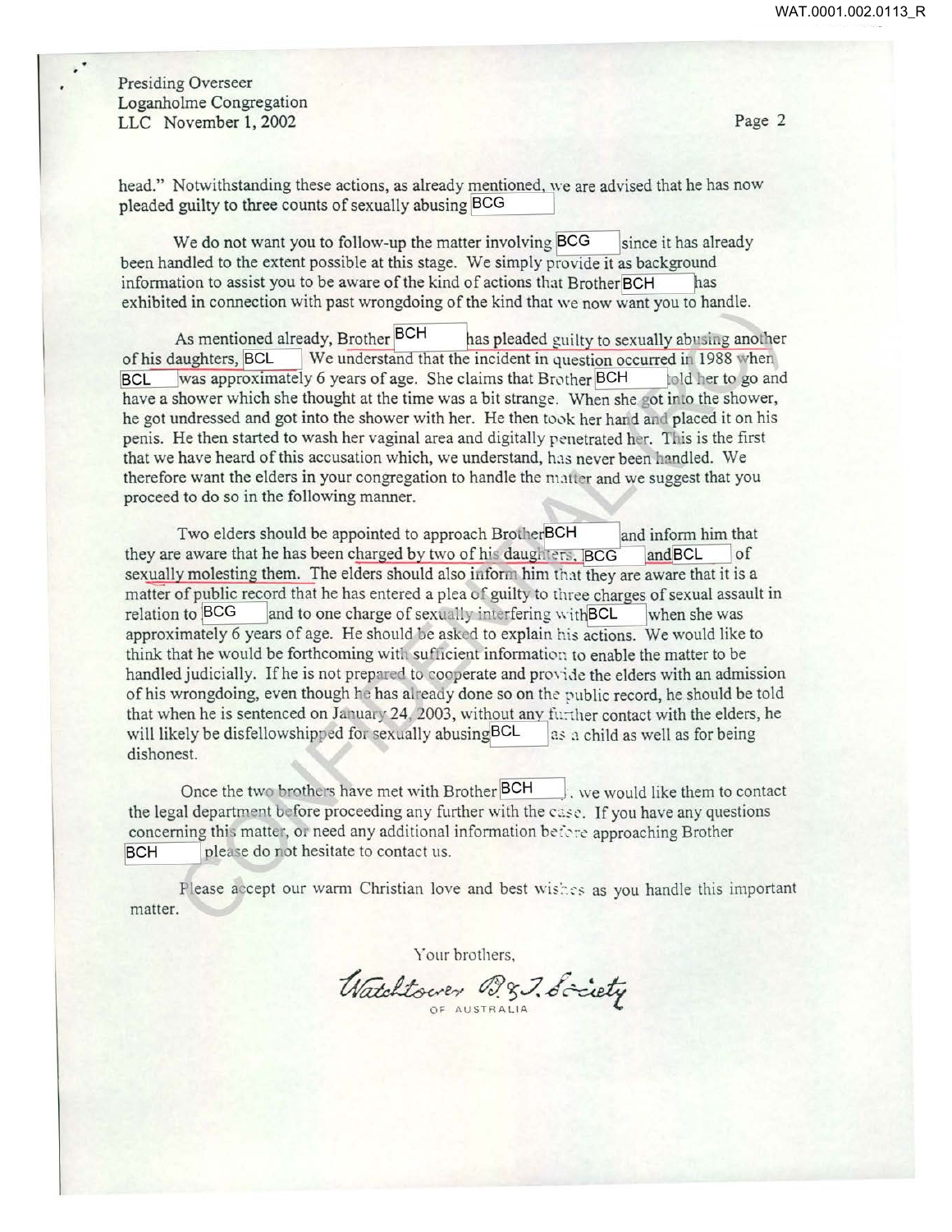Presiding Overseer
Loganholme Congregation
LLC November 1, 2002

head." Notwithstanding these actions, as already mentioned, we are advised that he has now pleaded guilty to three counts of sexually abusing BCG

We do not want you to follow-up the matter involving BCG since it has already been handled to the extent possible at this stage. We simply provide it as background information to assist you to be aware of the kind of actions that Brother BCH has exhibited in connection with past wrongdoing of the kind that we now want you to handle.

As mentioned already, Brother BCH has pleaded guilty to sexually abusing another of his daughters, BCL We understand that the incident in question occurred in 1988 when BCL was approximately 6 years of age. She claims that Brother BCH told her to go and have a shower which she thought at the time was a bit strange. When she got into the shower, he got undressed and got into the shower with her. He then took her hand and placed it on his penis. He then started to wash her vaginal area and digitally penetrated her. This is the first that we have heard of this accusation which, we understand, has never been handled. We therefore want the elders in your congregation to handle the matter and we suggest that you proceed to do so in the following manner.

Two elders should be appointed to approach Brother BCH and inform him that they are aware that he has been charged by two of his daughters, BCG and BCL of sexually molesting them. The elders should also inform him that they are aware that it is a matter of public record that he has entered a plea of guilty to three charges of sexual assault in relation to BCG and to one charge of sexually interfering with BCL when she was approximately 6 years of age. He should be asked to explain his actions. We would like to think that he would be forthcoming with sufficient information to enable the matter to be handled judicially. If he is not prepared to cooperate and provide the elders with an admission of his wrongdoing, even though he has already done so on the public record, he should be told that when he is sentenced on January 24, 2003, without any further contact with the elders, he will likely be disfellowshipped for sexually abusing BCL as a child as well as for being dishonest.

Once the two brothers have met with Brother BCH, we would like them to contact the legal department before proceeding any further with the case. If you have any questions concerning this matter, or need any additional information before approaching Brother BCH please do not hesitate to contact us.

Please accept our warm Christian love and best wishes as you handle this important matter.

Your brothers,

Watchtower B. & T. Society
OF AUSTRALIA